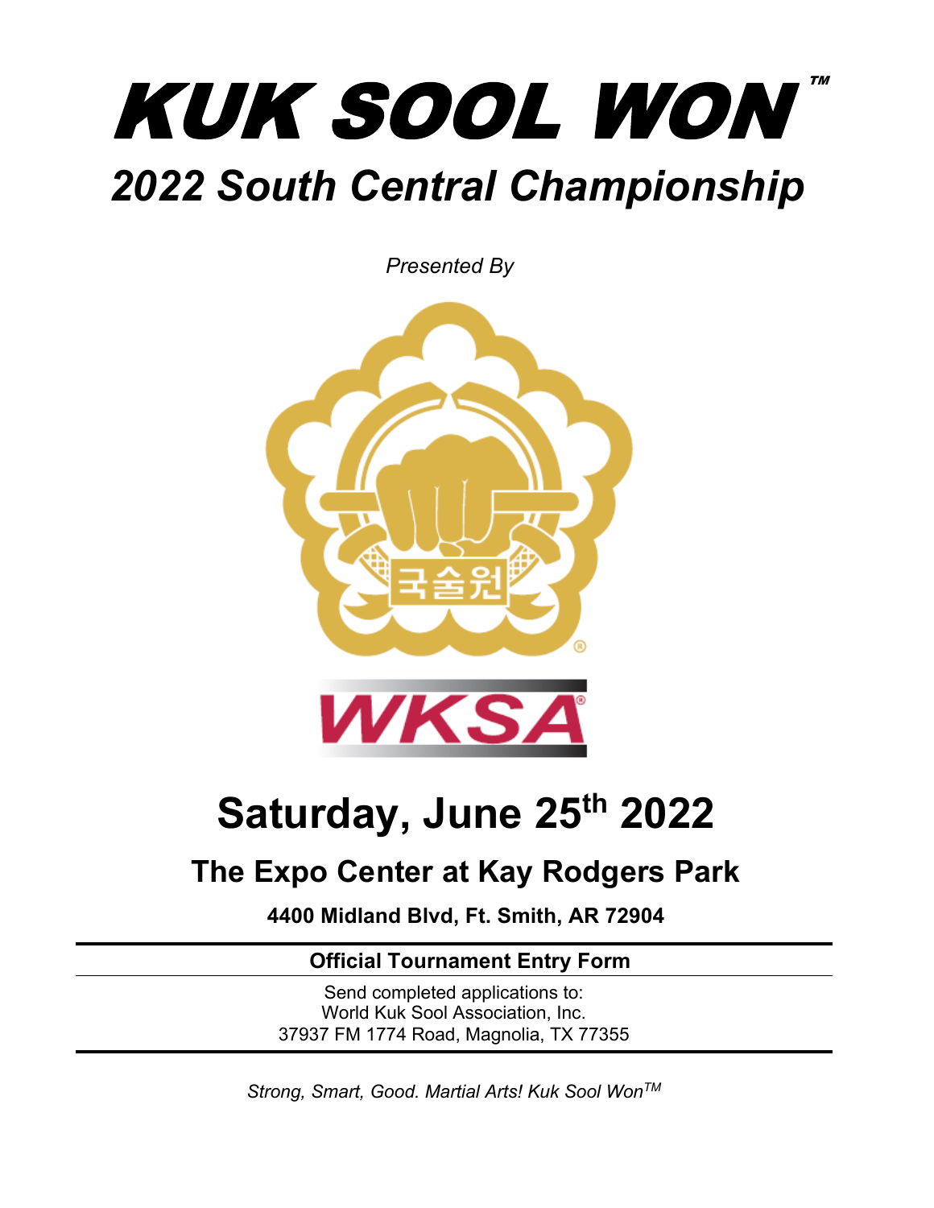# KUK SOOL WON™

## *2022 South Central Championship*

*Presented By*

국술원

WKSA

# Saturday, June 25th 2022

## The Expo Center at Kay Rodgers Park

**4400 Midland Blvd, Ft. Smith, AR 72904**

---

**Official Tournament Entry Form**

Send completed applications to:
World Kuk Sool Association, Inc.
37937 FM 1774 Road, Magnolia, TX 77355

---

*Strong, Smart, Good. Martial Arts! Kuk Sool Won™*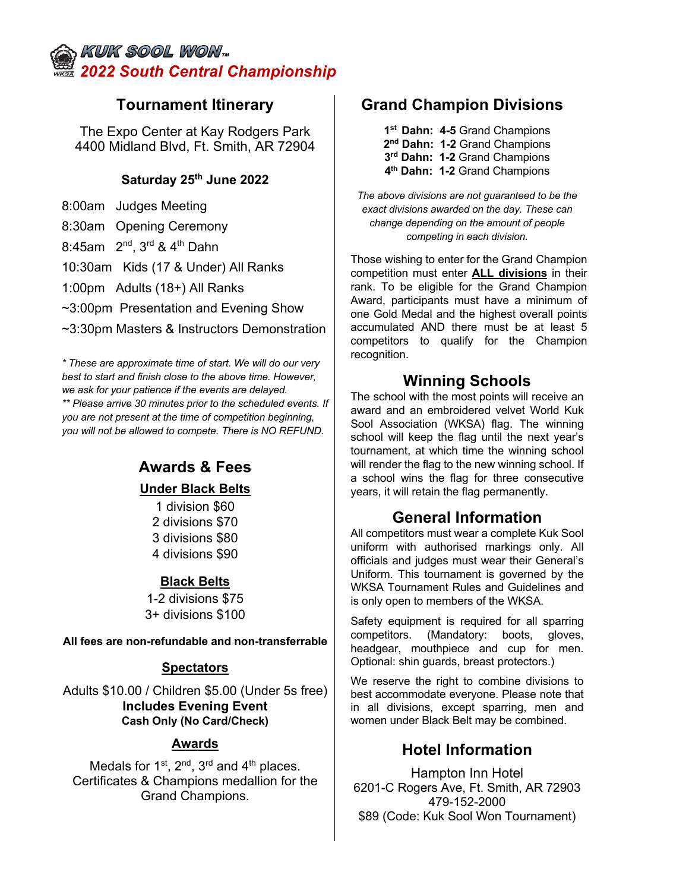# KUK SOOL WON™
## 2022 South Central Championship

## Tournament Itinerary

The Expo Center at Kay Rodgers Park
4400 Midland Blvd, Ft. Smith, AR 72904

**Saturday 25th June 2022**

8:00am Judges Meeting
8:30am Opening Ceremony
8:45am 2nd, 3rd & 4th Dahn
10:30am Kids (17 & Under) All Ranks
1:00pm Adults (18+) All Ranks
~3:00pm Presentation and Evening Show
~3:30pm Masters & Instructors Demonstration

*\* These are approximate time of start. We will do our very best to start and finish close to the above time. However, we ask for your patience if the events are delayed.*
*\*\* Please arrive 30 minutes prior to the scheduled events. If you are not present at the time of competition beginning, you will not be allowed to compete. There is NO REFUND.*

## Awards & Fees

**Under Black Belts**

1 division $60
2 divisions $70
3 divisions $80
4 divisions $90

**Black Belts**

1-2 divisions $75
3+ divisions $100

**All fees are non-refundable and non-transferrable**

**Spectators**

Adults $10.00 / Children $5.00 (Under 5s free)
**Includes Evening Event**
**Cash Only (No Card/Check)**

**Awards**

Medals for 1st, 2nd, 3rd and 4th places.
Certificates & Champions medallion for the Grand Champions.

## Grand Champion Divisions

**1st Dahn: 4-5** Grand Champions
**2nd Dahn: 1-2** Grand Champions
**3rd Dahn: 1-2** Grand Champions
**4th Dahn: 1-2** Grand Champions

*The above divisions are not guaranteed to be the exact divisions awarded on the day. These can change depending on the amount of people competing in each division.*

Those wishing to enter for the Grand Champion competition must enter **ALL divisions** in their rank. To be eligible for the Grand Champion Award, participants must have a minimum of one Gold Medal and the highest overall points accumulated AND there must be at least 5 competitors to qualify for the Champion recognition.

## Winning Schools

The school with the most points will receive an award and an embroidered velvet World Kuk Sool Association (WKSA) flag. The winning school will keep the flag until the next year's tournament, at which time the winning school will render the flag to the new winning school. If a school wins the flag for three consecutive years, it will retain the flag permanently.

## General Information

All competitors must wear a complete Kuk Sool uniform with authorised markings only. All officials and judges must wear their General's Uniform. This tournament is governed by the WKSA Tournament Rules and Guidelines and is only open to members of the WKSA.

Safety equipment is required for all sparring competitors. (Mandatory: boots, gloves, headgear, mouthpiece and cup for men. Optional: shin guards, breast protectors.)

We reserve the right to combine divisions to best accommodate everyone. Please note that in all divisions, except sparring, men and women under Black Belt may be combined.

## Hotel Information

Hampton Inn Hotel
6201-C Rogers Ave, Ft. Smith, AR 72903
479-152-2000
$89 (Code: Kuk Sool Won Tournament)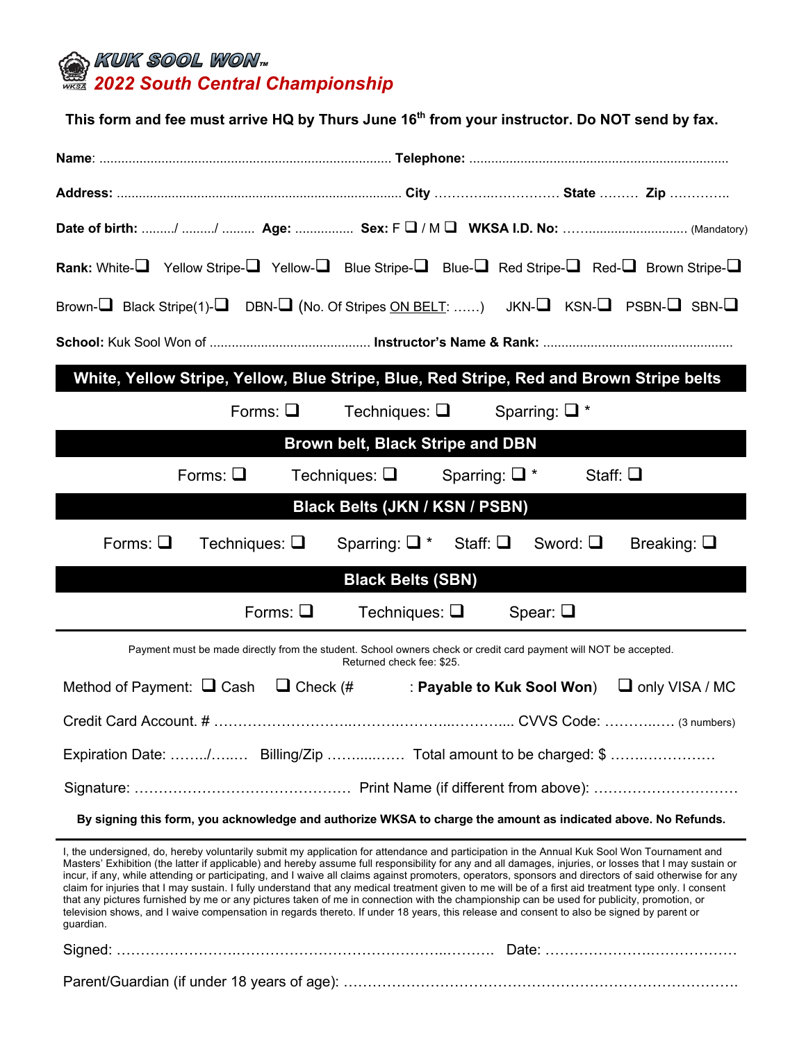# KUK SOOL WON™
## 2022 South Central Championship

**This form and fee must arrive HQ by Thurs June 16th from your instructor. Do NOT send by fax.**

**Name**: ............................................................................... **Telephone:** ......................................................................

**Address:** ............................................................................ **City** ……….………….. **State** ……… **Zip** …………..

**Date of birth:** ........./ ........./ ......... **Age:** ................ **Sex:** F ❑ / M ❑ **WKSA I.D. No:** ……........................... (Mandatory)

**Rank:** White-❑ Yellow Stripe-❑ Yellow-❑ Blue Stripe-❑ Blue-❑ Red Stripe-❑ Red-❑ Brown Stripe-❑

Brown-❑ Black Stripe(1)-❑ DBN-❑ (No. Of Stripes ON BELT: ……) JKN-❑ KSN-❑ PSBN-❑ SBN-❑

**School:** Kuk Sool Won of ........................................... **Instructor's Name & Rank:** ...................................................

**White, Yellow Stripe, Yellow, Blue Stripe, Blue, Red Stripe, Red and Brown Stripe belts**

Forms: ❑ Techniques: ❑ Sparring: ❑ *

**Brown belt, Black Stripe and DBN**

Forms: ❑ Techniques: ❑ Sparring: ❑ * Staff: ❑

**Black Belts (JKN / KSN / PSBN)**

Forms: ❑ Techniques: ❑ Sparring: ❑ * Staff: ❑ Sword: ❑ Breaking: ❑

**Black Belts (SBN)**

Forms: ❑ Techniques: ❑ Spear: ❑

---

Payment must be made directly from the student. School owners check or credit card payment will NOT be accepted. Returned check fee: $25.

Method of Payment: ❑ Cash ❑ Check (# : **Payable to Kuk Sool Won**) ❑ only VISA / MC

Credit Card Account. # …………………………………………………………….. CVVS Code: ………..…. (3 numbers)

Expiration Date: ……../….… Billing/Zip ……....…… Total amount to be charged: $ ……..……………

Signature: ……………………………………… Print Name (if different from above): …………………………

**By signing this form, you acknowledge and authorize WKSA to charge the amount as indicated above. No Refunds.**

---

I, the undersigned, do, hereby voluntarily submit my application for attendance and participation in the Annual Kuk Sool Won Tournament and Masters' Exhibition (the latter if applicable) and hereby assume full responsibility for any and all damages, injuries, or losses that I may sustain or incur, if any, while attending or participating, and I waive all claims against promoters, operators, sponsors and directors of said otherwise for any claim for injuries that I may sustain. I fully understand that any medical treatment given to me will be of a first aid treatment type only. I consent that any pictures furnished by me or any pictures taken of me in connection with the championship can be used for publicity, promotion, or television shows, and I waive compensation in regards thereto. If under 18 years, this release and consent to also be signed by parent or guardian.

Signed: ……………………………………………………………………… Date: …………………………………

Parent/Guardian (if under 18 years of age): ……………………………………………………………………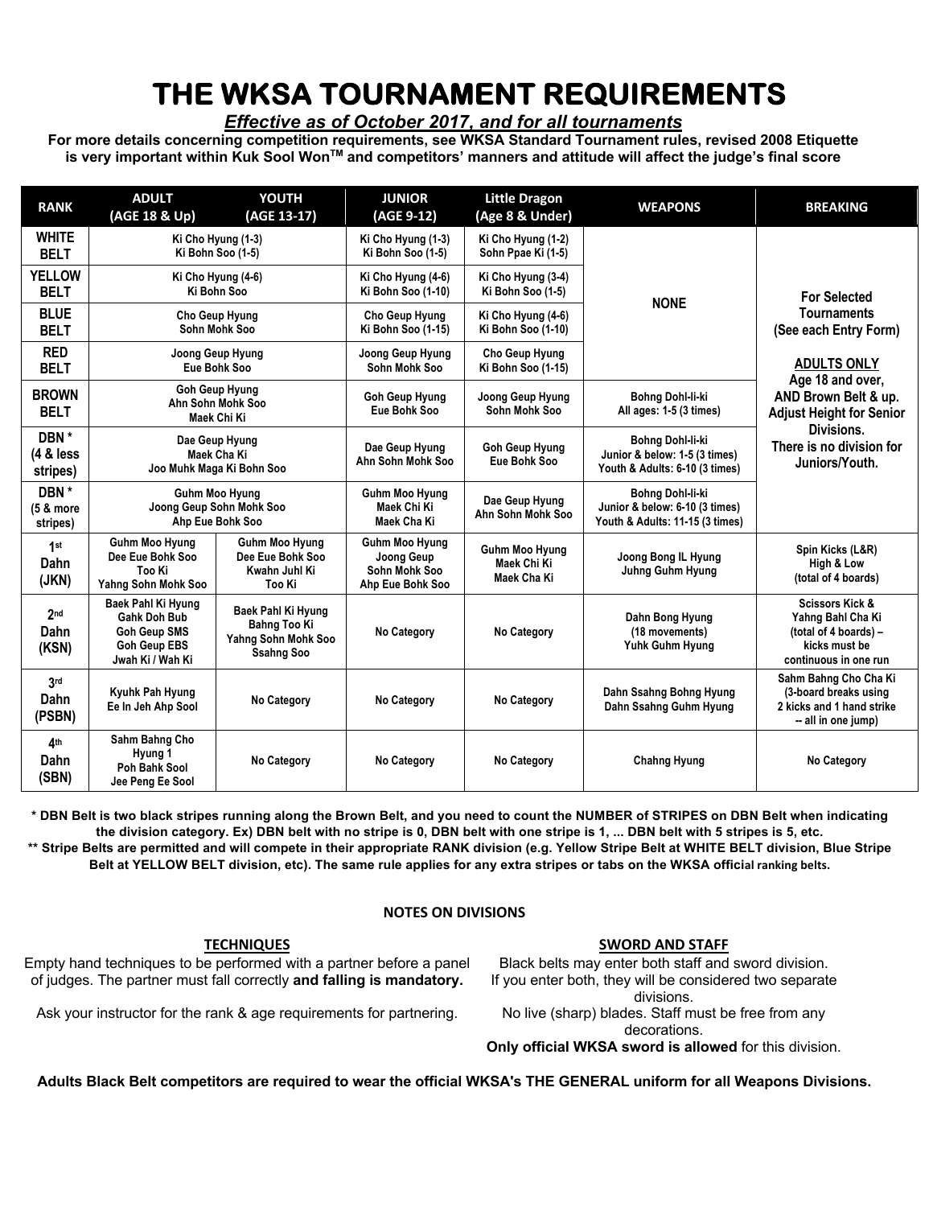# THE WKSA TOURNAMENT REQUIREMENTS

***Effective as of October 2017, and for all tournaments***

**For more details concerning competition requirements, see WKSA Standard Tournament rules, revised 2008 Etiquette is very important within Kuk Sool Won™ and competitors' manners and attitude will affect the judge's final score**

| RANK | ADULT (AGE 18 & Up) | YOUTH (AGE 13-17) | JUNIOR (AGE 9-12) | Little Dragon (Age 8 & Under) | WEAPONS | BREAKING |
|---|---|---|---|---|---|---|
| WHITE BELT | Ki Cho Hyung (1-3) Ki Bohn Soo (1-5) | | Ki Cho Hyung (1-3) Ki Bohn Soo (1-5) | Ki Cho Hyung (1-2) Sohn Ppae Ki (1-5) | NONE | For Selected Tournaments (See each Entry Form) ADULTS ONLY Age 18 and over, AND Brown Belt & up. Adjust Height for Senior Divisions. There is no division for Juniors/Youth. |
| YELLOW BELT | Ki Cho Hyung (4-6) Ki Bohn Soo | | Ki Cho Hyung (4-6) Ki Bohn Soo (1-10) | Ki Cho Hyung (3-4) Ki Bohn Soo (1-5) | | |
| BLUE BELT | Cho Geup Hyung Sohn Mohk Soo | | Cho Geup Hyung Ki Bohn Soo (1-15) | Ki Cho Hyung (4-6) Ki Bohn Soo (1-10) | | |
| RED BELT | Joong Geup Hyung Eue Bohk Soo | | Joong Geup Hyung Sohn Mohk Soo | Cho Geup Hyung Ki Bohn Soo (1-15) | | |
| BROWN BELT | Goh Geup Hyung Ahn Sohn Mohk Soo Maek Chi Ki | | Goh Geup Hyung Eue Bohk Soo | Joong Geup Hyung Sohn Mohk Soo | Bohng Dohl-li-ki All ages: 1-5 (3 times) | |
| DBN * (4 & less stripes) | Dae Geup Hyung Maek Cha Ki Joo Muhk Maga Ki Bohn Soo | | Dae Geup Hyung Ahn Sohn Mohk Soo | Goh Geup Hyung Eue Bohk Soo | Bohng Dohl-li-ki Junior & below: 1-5 (3 times) Youth & Adults: 6-10 (3 times) | |
| DBN * (5 & more stripes) | Guhm Moo Hyung Joong Geup Sohn Mohk Soo Ahp Eue Bohk Soo | | Guhm Moo Hyung Maek Chi Ki Maek Cha Ki | Dae Geup Hyung Ahn Sohn Mohk Soo | Bohng Dohl-li-ki Junior & below: 6-10 (3 times) Youth & Adults: 11-15 (3 times) | |
| 1st Dahn (JKN) | Guhm Moo Hyung Dee Eue Bohk Soo Too Ki Yahng Sohn Mohk Soo | Guhm Moo Hyung Dee Eue Bohk Soo Kwahn Juhl Ki Too Ki | Guhm Moo Hyung Joong Geup Sohn Mohk Soo Ahp Eue Bohk Soo | Guhm Moo Hyung Maek Chi Ki Maek Cha Ki | Joong Bong IL Hyung Juhng Guhm Hyung | Spin Kicks (L&R) High & Low (total of 4 boards) |
| 2nd Dahn (KSN) | Baek Pahl Ki Hyung Gahk Doh Bub Goh Geup SMS Goh Geup EBS Jwah Ki / Wah Ki | Baek Pahl Ki Hyung Bahng Too Ki Yahng Sohn Mohk Soo Ssahng Soo | No Category | No Category | Dahn Bong Hyung (18 movements) Yuhk Guhm Hyung | Scissors Kick & Yahng Bahl Cha Ki (total of 4 boards) – kicks must be continuous in one run |
| 3rd Dahn (PSBN) | Kyuhk Pah Hyung Ee In Jeh Ahp Sool | No Category | No Category | No Category | Dahn Ssahng Bohng Hyung Dahn Ssahng Guhm Hyung | Sahm Bahng Cho Cha Ki (3-board breaks using 2 kicks and 1 hand strike -- all in one jump) |
| 4th Dahn (SBN) | Sahm Bahng Cho Hyung 1 Poh Bahk Sool Jee Peng Ee Sool | No Category | No Category | No Category | Chahng Hyung | No Category |

**\* DBN Belt is two black stripes running along the Brown Belt, and you need to count the NUMBER of STRIPES on DBN Belt when indicating the division category. Ex) DBN belt with no stripe is 0, DBN belt with one stripe is 1, ... DBN belt with 5 stripes is 5, etc.**

**\*\* Stripe Belts are permitted and will compete in their appropriate RANK division (e.g. Yellow Stripe Belt at WHITE BELT division, Blue Stripe Belt at YELLOW BELT division, etc). The same rule applies for any extra stripes or tabs on the WKSA official ranking belts.**

## NOTES ON DIVISIONS

### TECHNIQUES

Empty hand techniques to be performed with a partner before a panel of judges. The partner must fall correctly **and falling is mandatory.**

Ask your instructor for the rank & age requirements for partnering.

### SWORD AND STAFF

Black belts may enter both staff and sword division.
If you enter both, they will be considered two separate divisions.
No live (sharp) blades. Staff must be free from any decorations.
**Only official WKSA sword is allowed** for this division.

**Adults Black Belt competitors are required to wear the official WKSA's THE GENERAL uniform for all Weapons Divisions.**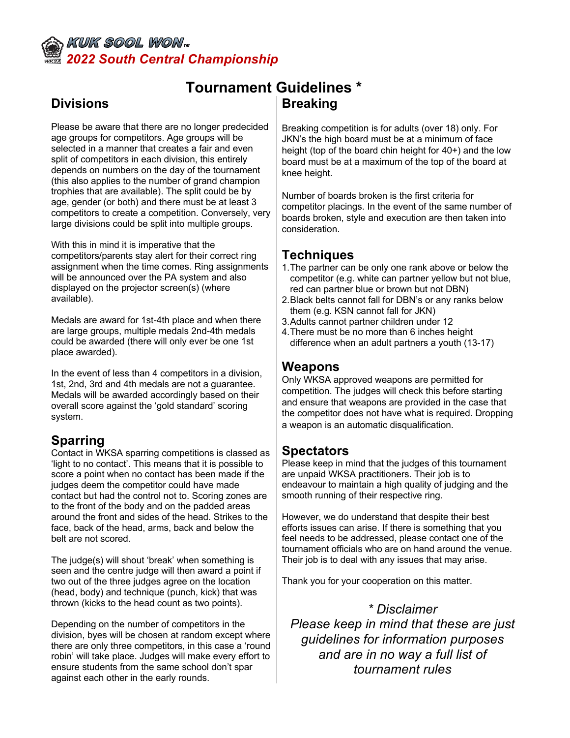KUK SOOL WON™
*2022 South Central Championship*

# Tournament Guidelines *

## Divisions

Please be aware that there are no longer predecided age groups for competitors. Age groups will be selected in a manner that creates a fair and even split of competitors in each division, this entirely depends on numbers on the day of the tournament (this also applies to the number of grand champion trophies that are available). The split could be by age, gender (or both) and there must be at least 3 competitors to create a competition. Conversely, very large divisions could be split into multiple groups.

With this in mind it is imperative that the competitors/parents stay alert for their correct ring assignment when the time comes. Ring assignments will be announced over the PA system and also displayed on the projector screen(s) (where available).

Medals are award for 1st-4th place and when there are large groups, multiple medals 2nd-4th medals could be awarded (there will only ever be one 1st place awarded).

In the event of less than 4 competitors in a division, 1st, 2nd, 3rd and 4th medals are not a guarantee. Medals will be awarded accordingly based on their overall score against the 'gold standard' scoring system.

## Sparring

Contact in WKSA sparring competitions is classed as 'light to no contact'. This means that it is possible to score a point when no contact has been made if the judges deem the competitor could have made contact but had the control not to. Scoring zones are to the front of the body and on the padded areas around the front and sides of the head. Strikes to the face, back of the head, arms, back and below the belt are not scored.

The judge(s) will shout 'break' when something is seen and the centre judge will then award a point if two out of the three judges agree on the location (head, body) and technique (punch, kick) that was thrown (kicks to the head count as two points).

Depending on the number of competitors in the division, byes will be chosen at random except where there are only three competitors, in this case a 'round robin' will take place. Judges will make every effort to ensure students from the same school don't spar against each other in the early rounds.

## Breaking

Breaking competition is for adults (over 18) only. For JKN's the high board must be at a minimum of face height (top of the board chin height for 40+) and the low board must be at a maximum of the top of the board at knee height.

Number of boards broken is the first criteria for competitor placings. In the event of the same number of boards broken, style and execution are then taken into consideration.

## Techniques

1. The partner can be only one rank above or below the competitor (e.g. white can partner yellow but not blue, red can partner blue or brown but not DBN)
2. Black belts cannot fall for DBN's or any ranks below them (e.g. KSN cannot fall for JKN)
3. Adults cannot partner children under 12
4. There must be no more than 6 inches height difference when an adult partners a youth (13-17)

## Weapons

Only WKSA approved weapons are permitted for competition. The judges will check this before starting and ensure that weapons are provided in the case that the competitor does not have what is required. Dropping a weapon is an automatic disqualification.

## Spectators

Please keep in mind that the judges of this tournament are unpaid WKSA practitioners. Their job is to endeavour to maintain a high quality of judging and the smooth running of their respective ring.

However, we do understand that despite their best efforts issues can arise. If there is something that you feel needs to be addressed, please contact one of the tournament officials who are on hand around the venue. Their job is to deal with any issues that may arise.

Thank you for your cooperation on this matter.

*\* Disclaimer*
*Please keep in mind that these are just guidelines for information purposes and are in no way a full list of tournament rules*